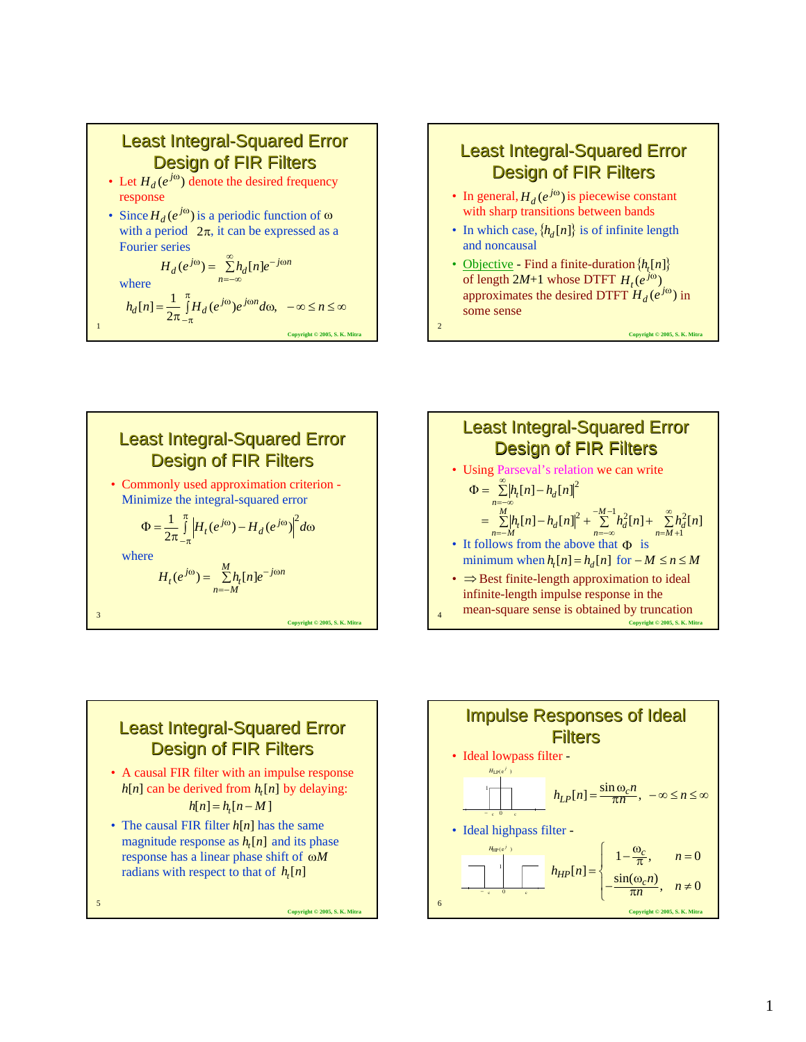## Least Integral-Squared Error Design of FIR Filters

- Let $H_d(e^{j\omega})$ denote the desired frequency response
- Since $H_d(e^{j\omega})$ is a periodic function of $\omega$ with a period $2\pi$, it can be expressed as a Fourier series

$$H_d(e^{j\omega}) = \sum_{n=-\infty}^{\infty} h_d[n] e^{-j\omega n}$$

where

$$h_d[n] = \frac{1}{2\pi} \int_{-\pi}^{\pi} H_d(e^{j\omega}) e^{j\omega n} d\omega, \quad -\infty \leq n \leq \infty$$

## Least Integral-Squared Error Design of FIR Filters

- In general, $H_d(e^{j\omega})$ is piecewise constant with sharp transitions between bands
- In which case, $\{h_d[n]\}$ is of infinite length and noncausal
- Objective - Find a finite-duration $\{h_t[n]\}$ of length $2M+1$ whose DTFT $H_t(e^{j\omega})$ approximates the desired DTFT $H_d(e^{j\omega})$ in some sense

## Least Integral-Squared Error Design of FIR Filters

- Commonly used approximation criterion - Minimize the integral-squared error

$$\Phi = \frac{1}{2\pi} \int_{-\pi}^{\pi} \left| H_t(e^{j\omega}) - H_d(e^{j\omega}) \right|^2 d\omega$$

where

$$H_t(e^{j\omega}) = \sum_{n=-M}^{M} h_t[n] e^{-j\omega n}$$

## Least Integral-Squared Error Design of FIR Filters

- Using Parseval's relation we can write

$$\Phi = \sum_{n=-\infty}^{\infty} \left| h_t[n] - h_d[n] \right|^2$$

$$= \sum_{n=-M}^{M} \left| h_t[n] - h_d[n] \right|^2 + \sum_{n=-\infty}^{-M-1} h_d^2[n] + \sum_{n=M+1}^{\infty} h_d^2[n]$$

- It follows from the above that $\Phi$ is minimum when $h_t[n] = h_d[n]$ for $-M \leq n \leq M$
- $\Rightarrow$ Best finite-length approximation to ideal infinite-length impulse response in the mean-square sense is obtained by truncation

## Least Integral-Squared Error Design of FIR Filters

- A causal FIR filter with an impulse response $h[n]$ can be derived from $h_t[n]$ by delaying:

$$h[n] = h_t[n - M]$$

- The causal FIR filter $h[n]$ has the same magnitude response as $h_t[n]$ and its phase response has a linear phase shift of $\omega M$ radians with respect to that of $h_t[n]$

## Impulse Responses of Ideal Filters

- Ideal lowpass filter -

$H_{LP}(e^{j\omega})$

1

$-\omega_c$ 0 $\omega_c$

$$h_{LP}[n] = \frac{\sin \omega_c n}{\pi n}, \quad -\infty \leq n \leq \infty$$

- Ideal highpass filter -

$H_{HP}(e^{j\omega})$

1

$-\omega_c$ 0 $\omega_c$

$$h_{HP}[n] = \begin{cases} 1 - \dfrac{\omega_c}{\pi}, & n = 0 \\ -\dfrac{\sin(\omega_c n)}{\pi n}, & n \neq 0 \end{cases}$$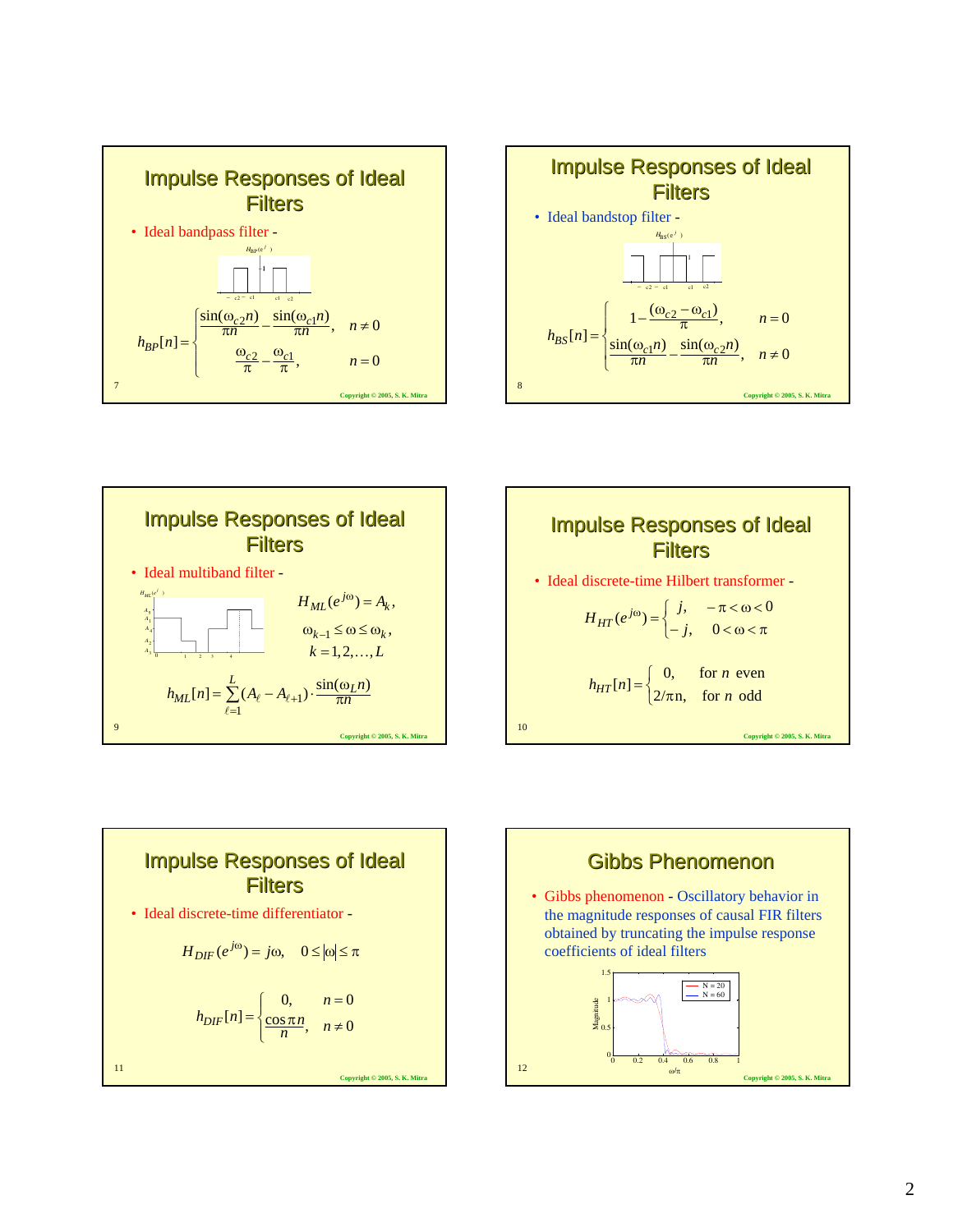## Impulse Responses of Ideal Filters

- Ideal bandpass filter -

$H_{BP}(e^{j\omega})$

1

$-\omega_{c2}$ $-\omega_{c1}$ $\omega_{c1}$ $\omega_{c2}$

$$h_{BP}[n] = \begin{cases} \dfrac{\sin(\omega_{c2}n)}{\pi n} - \dfrac{\sin(\omega_{c1}n)}{\pi n}, & n \neq 0 \\ \dfrac{\omega_{c2}}{\pi} - \dfrac{\omega_{c1}}{\pi}, & n = 0 \end{cases}$$

## Impulse Responses of Ideal Filters

- Ideal bandstop filter -

$H_{BS}(e^{j\omega})$

1

$-\omega_{c2}$ $-\omega_{c1}$ $\omega_{c1}$ $\omega_{c2}$

$$h_{BS}[n] = \begin{cases} 1 - \dfrac{(\omega_{c2} - \omega_{c1})}{\pi}, & n = 0 \\ \dfrac{\sin(\omega_{c1}n)}{\pi n} - \dfrac{\sin(\omega_{c2}n)}{\pi n}, & n \neq 0 \end{cases}$$

## Impulse Responses of Ideal Filters

- Ideal multiband filter -

$H_{ML}(e^{j\omega})$

$A_5$ $A_3$ $A_4$ $A_2$ $A_1$

0 $\omega_1$ $\omega_2$ $\omega_3$ $\omega_4$

$$H_{ML}(e^{j\omega}) = A_k, \quad \omega_{k-1} \leq \omega \leq \omega_k, \quad k = 1, 2, \ldots, L$$

$$h_{ML}[n] = \sum_{\ell=1}^{L} (A_\ell - A_{\ell+1}) \cdot \frac{\sin(\omega_L n)}{\pi n}$$

## Impulse Responses of Ideal Filters

- Ideal discrete-time Hilbert transformer -

$$H_{HT}(e^{j\omega}) = \begin{cases} j, & -\pi < \omega < 0 \\ -j, & 0 < \omega < \pi \end{cases}$$

$$h_{HT}[n] = \begin{cases} 0, & \text{for } n \text{ even} \\ 2/\pi n, & \text{for } n \text{ odd} \end{cases}$$

## Impulse Responses of Ideal Filters

- Ideal discrete-time differentiator -

$$H_{DIF}(e^{j\omega}) = j\omega, \quad 0 \leq |\omega| \leq \pi$$

$$h_{DIF}[n] = \begin{cases} 0, & n = 0 \\ \dfrac{\cos \pi n}{n}, & n \neq 0 \end{cases}$$

## Gibbs Phenomenon

- Gibbs phenomenon - Oscillatory behavior in the magnitude responses of causal FIR filters obtained by truncating the impulse response coefficients of ideal filters

N = 20
N = 60
Magnitude
1.5
1
0.5
0
0 0.2 0.4 0.6 0.8 1
ω/π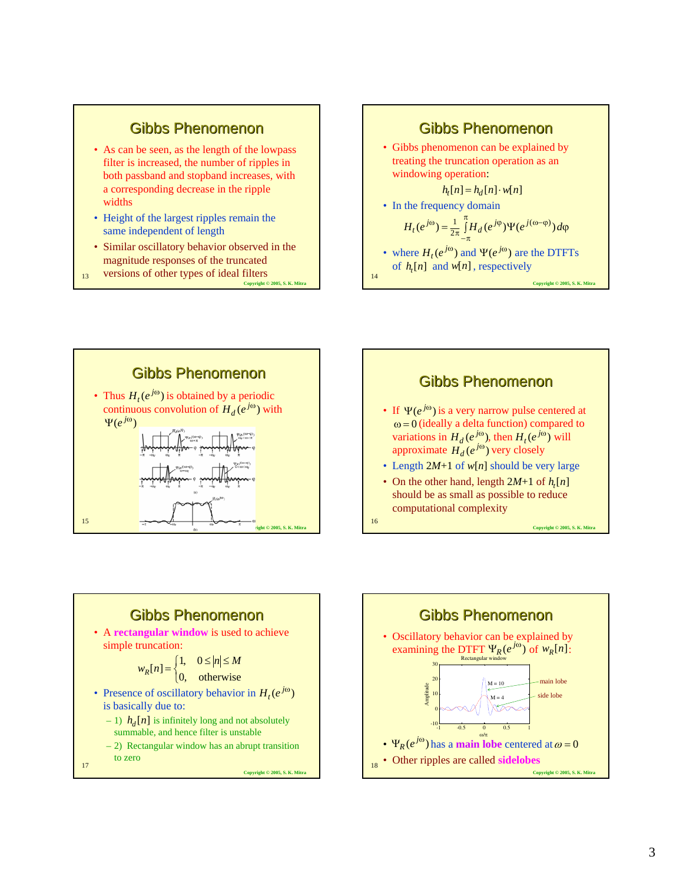## Gibbs Phenomenon

- As can be seen, as the length of the lowpass filter is increased, the number of ripples in both passband and stopband increases, with a corresponding decrease in the ripple widths
- Height of the largest ripples remain the same independent of length
- Similar oscillatory behavior observed in the magnitude responses of the truncated versions of other types of ideal filters

## Gibbs Phenomenon

- Gibbs phenomenon can be explained by treating the truncation operation as an windowing operation:

$$h_t[n] = h_d[n] \cdot w[n]$$

- In the frequency domain

$$H_t(e^{j\omega}) = \frac{1}{2\pi} \int_{-\pi}^{\pi} H_d(e^{j\varphi}) \Psi(e^{j(\omega-\varphi)}) d\varphi$$

- where $H_t(e^{j\omega})$ and $\Psi(e^{j\omega})$ are the DTFTs of $h_t[n]$ and $w[n]$, respectively

## Gibbs Phenomenon

- Thus $H_t(e^{j\omega})$ is obtained by a periodic continuous convolution of $H_d(e^{j\omega})$ with $\Psi(e^{j\omega})$

(a)

(b)

## Gibbs Phenomenon

- If $\Psi(e^{j\omega})$ is a very narrow pulse centered at $\omega = 0$ (ideally a delta function) compared to variations in $H_d(e^{j\omega})$, then $H_t(e^{j\omega})$ will approximate $H_d(e^{j\omega})$ very closely
- Length $2M+1$ of $w[n]$ should be very large
- On the other hand, length $2M+1$ of $h_t[n]$ should be as small as possible to reduce computational complexity

## Gibbs Phenomenon

- A **rectangular window** is used to achieve simple truncation:

$$w_R[n] = \begin{cases} 1, & 0 \le |n| \le M \\ 0, & \text{otherwise} \end{cases}$$

- Presence of oscillatory behavior in $H_t(e^{j\omega})$ is basically due to:
  - 1) $h_d[n]$ is infinitely long and not absolutely summable, and hence filter is unstable
  - 2) Rectangular window has an abrupt transition to zero

## Gibbs Phenomenon

- Oscillatory behavior can be explained by examining the DTFT $\Psi_R(e^{j\omega})$ of $w_R[n]$:

Rectangular window

30
20
10
0
-10
-1 -0.5 0 0.5 1
Amplitude
ω/π
M = 10
M = 4
main lobe
side lobe

- $\Psi_R(e^{j\omega})$ has a **main lobe** centered at $\omega = 0$
- Other ripples are called **sidelobes**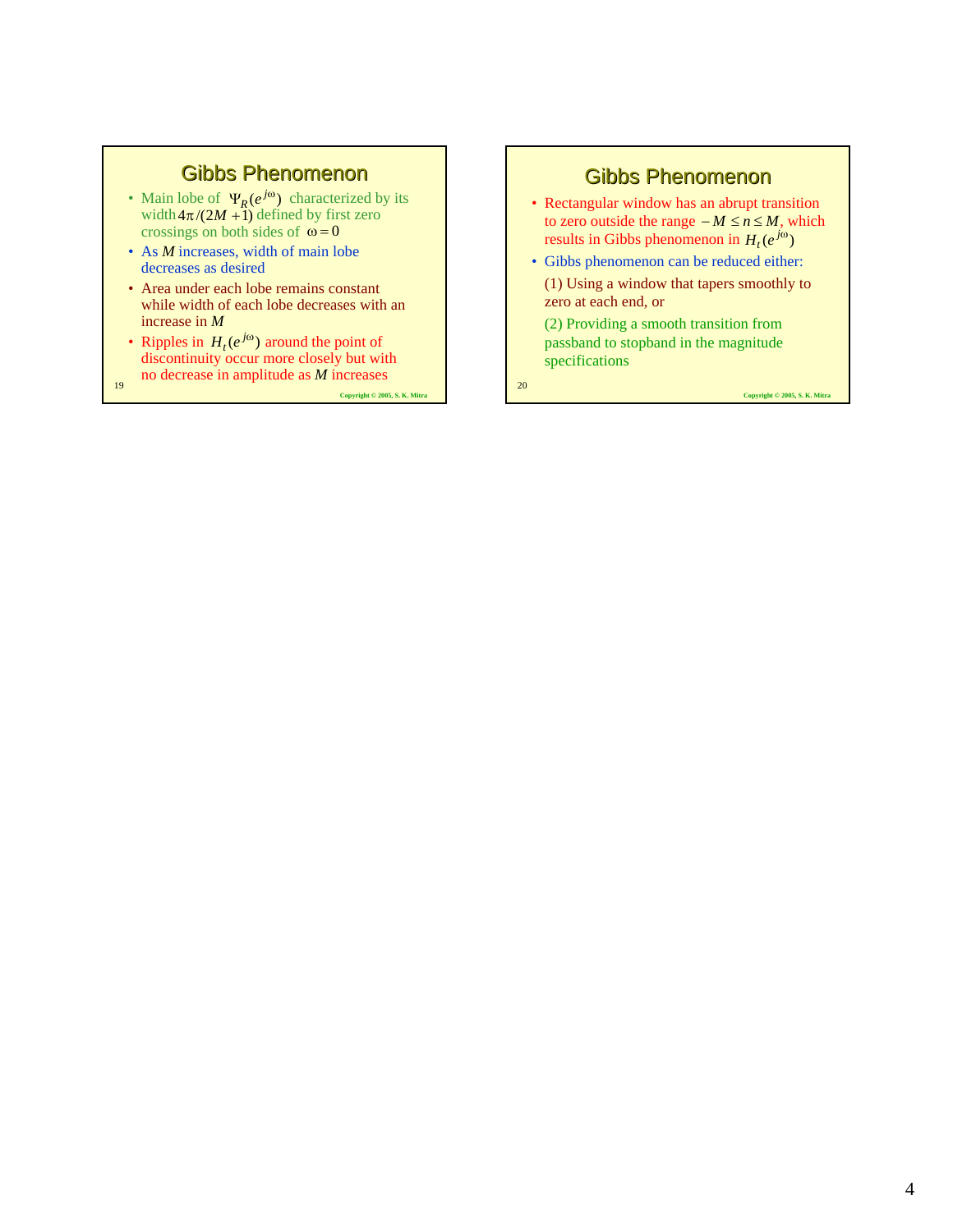## Gibbs Phenomenon

- Main lobe of $\Psi_R(e^{j\omega})$ characterized by its width $4\pi/(2M+1)$ defined by first zero crossings on both sides of $\omega = 0$
- As $M$ increases, width of main lobe decreases as desired
- Area under each lobe remains constant while width of each lobe decreases with an increase in $M$
- Ripples in $H_t(e^{j\omega})$ around the point of discontinuity occur more closely but with no decrease in amplitude as $M$ increases

## Gibbs Phenomenon

- Rectangular window has an abrupt transition to zero outside the range $-M \le n \le M$, which results in Gibbs phenomenon in $H_t(e^{j\omega})$
- Gibbs phenomenon can be reduced either:

  (1) Using a window that tapers smoothly to zero at each end, or

  (2) Providing a smooth transition from passband to stopband in the magnitude specifications